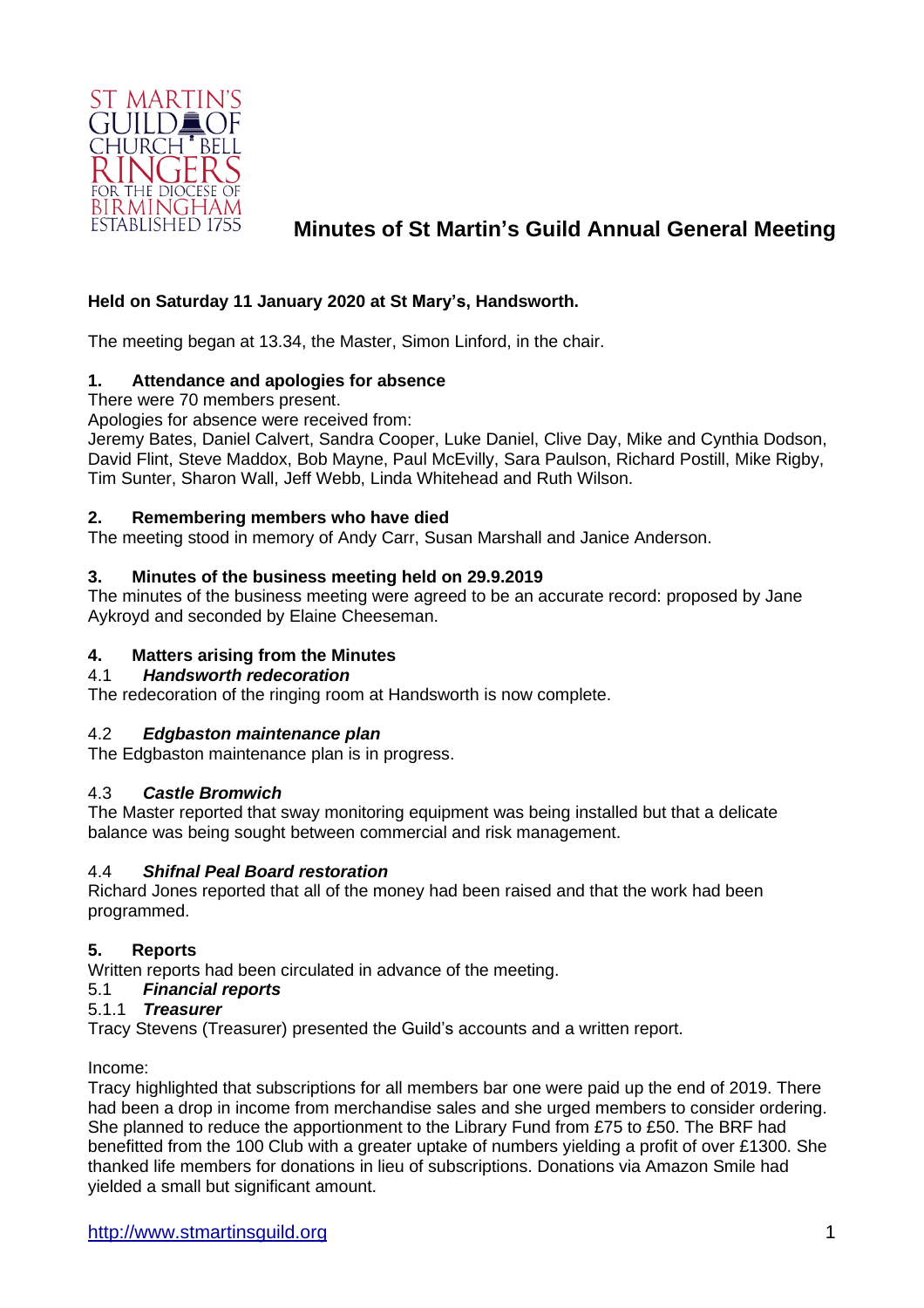ST MARTIN'S GUILD OF CHURCH BELL RINGERS FOR THE DIOCESE OF BIRMINGHAM ESTABLISHED 1755

# Minutes of St Martin's Guild Annual General Meeting

**Held on Saturday 11 January 2020 at St Mary's, Handsworth.**

The meeting began at 13.34, the Master, Simon Linford, in the chair.

## 1. Attendance and apologies for absence

There were 70 members present.

Apologies for absence were received from:
Jeremy Bates, Daniel Calvert, Sandra Cooper, Luke Daniel, Clive Day, Mike and Cynthia Dodson, David Flint, Steve Maddox, Bob Mayne, Paul McEvilly, Sara Paulson, Richard Postill, Mike Rigby, Tim Sunter, Sharon Wall, Jeff Webb, Linda Whitehead and Ruth Wilson.

## 2. Remembering members who have died

The meeting stood in memory of Andy Carr, Susan Marshall and Janice Anderson.

## 3. Minutes of the business meeting held on 29.9.2019

The minutes of the business meeting were agreed to be an accurate record: proposed by Jane Aykroyd and seconded by Elaine Cheeseman.

## 4. Matters arising from the Minutes

### 4.1 *Handsworth redecoration*

The redecoration of the ringing room at Handsworth is now complete.

### 4.2 *Edgbaston maintenance plan*

The Edgbaston maintenance plan is in progress.

### 4.3 *Castle Bromwich*

The Master reported that sway monitoring equipment was being installed but that a delicate balance was being sought between commercial and risk management.

### 4.4 *Shifnal Peal Board restoration*

Richard Jones reported that all of the money had been raised and that the work had been programmed.

## 5. Reports

Written reports had been circulated in advance of the meeting.

### 5.1 *Financial reports*

#### 5.1.1 *Treasurer*

Tracy Stevens (Treasurer) presented the Guild's accounts and a written report.

Income:
Tracy highlighted that subscriptions for all members bar one were paid up the end of 2019. There had been a drop in income from merchandise sales and she urged members to consider ordering. She planned to reduce the apportionment to the Library Fund from £75 to £50. The BRF had benefitted from the 100 Club with a greater uptake of numbers yielding a profit of over £1300. She thanked life members for donations in lieu of subscriptions. Donations via Amazon Smile had yielded a small but significant amount.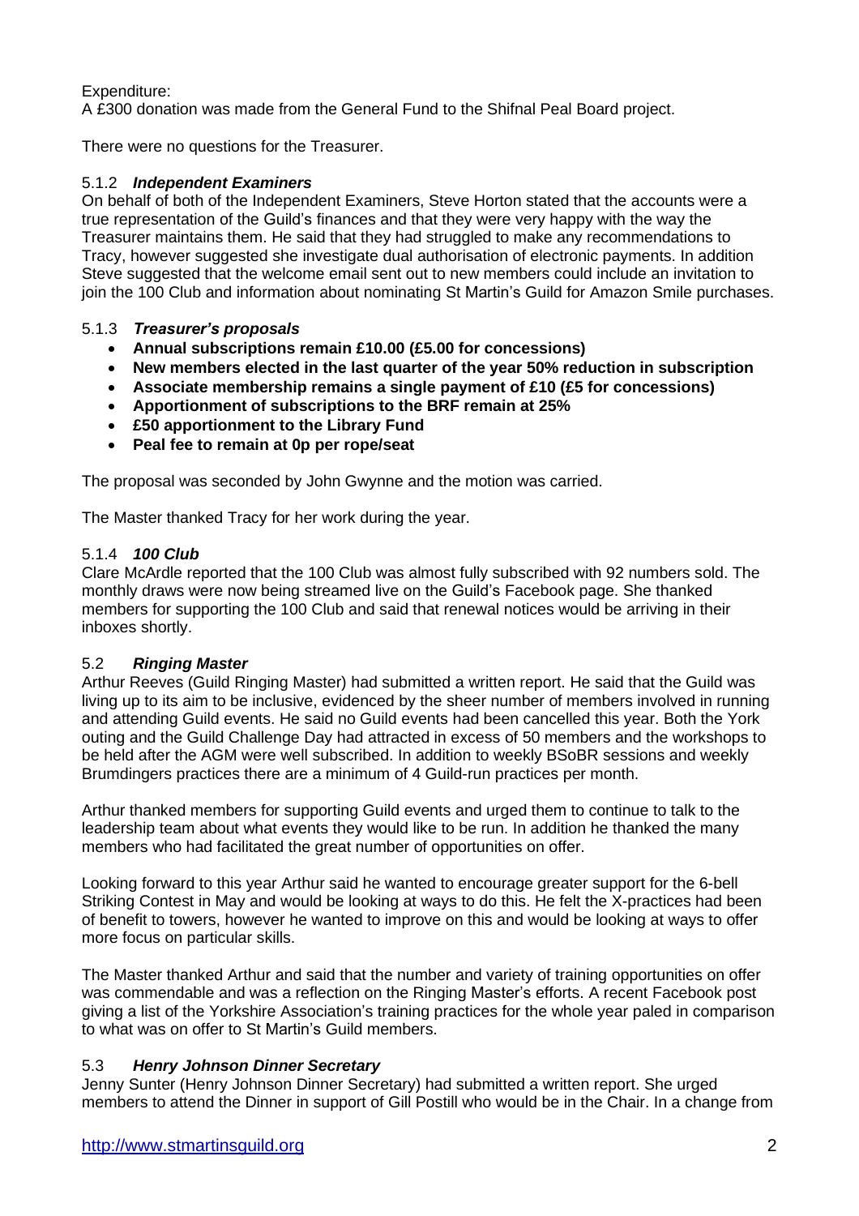Expenditure:
A £300 donation was made from the General Fund to the Shifnal Peal Board project.

There were no questions for the Treasurer.

### 5.1.2 *Independent Examiners*

On behalf of both of the Independent Examiners, Steve Horton stated that the accounts were a true representation of the Guild's finances and that they were very happy with the way the Treasurer maintains them. He said that they had struggled to make any recommendations to Tracy, however suggested she investigate dual authorisation of electronic payments. In addition Steve suggested that the welcome email sent out to new members could include an invitation to join the 100 Club and information about nominating St Martin's Guild for Amazon Smile purchases.

### 5.1.3 *Treasurer's proposals*

- **Annual subscriptions remain £10.00 (£5.00 for concessions)**
- **New members elected in the last quarter of the year 50% reduction in subscription**
- **Associate membership remains a single payment of £10 (£5 for concessions)**
- **Apportionment of subscriptions to the BRF remain at 25%**
- **£50 apportionment to the Library Fund**
- **Peal fee to remain at 0p per rope/seat**

The proposal was seconded by John Gwynne and the motion was carried.

The Master thanked Tracy for her work during the year.

### 5.1.4 *100 Club*

Clare McArdle reported that the 100 Club was almost fully subscribed with 92 numbers sold. The monthly draws were now being streamed live on the Guild's Facebook page. She thanked members for supporting the 100 Club and said that renewal notices would be arriving in their inboxes shortly.

### 5.2 *Ringing Master*

Arthur Reeves (Guild Ringing Master) had submitted a written report. He said that the Guild was living up to its aim to be inclusive, evidenced by the sheer number of members involved in running and attending Guild events. He said no Guild events had been cancelled this year. Both the York outing and the Guild Challenge Day had attracted in excess of 50 members and the workshops to be held after the AGM were well subscribed. In addition to weekly BSoBR sessions and weekly Brumdingers practices there are a minimum of 4 Guild-run practices per month.

Arthur thanked members for supporting Guild events and urged them to continue to talk to the leadership team about what events they would like to be run. In addition he thanked the many members who had facilitated the great number of opportunities on offer.

Looking forward to this year Arthur said he wanted to encourage greater support for the 6-bell Striking Contest in May and would be looking at ways to do this. He felt the X-practices had been of benefit to towers, however he wanted to improve on this and would be looking at ways to offer more focus on particular skills.

The Master thanked Arthur and said that the number and variety of training opportunities on offer was commendable and was a reflection on the Ringing Master's efforts. A recent Facebook post giving a list of the Yorkshire Association's training practices for the whole year paled in comparison to what was on offer to St Martin's Guild members.

### 5.3 *Henry Johnson Dinner Secretary*

Jenny Sunter (Henry Johnson Dinner Secretary) had submitted a written report. She urged members to attend the Dinner in support of Gill Postill who would be in the Chair. In a change from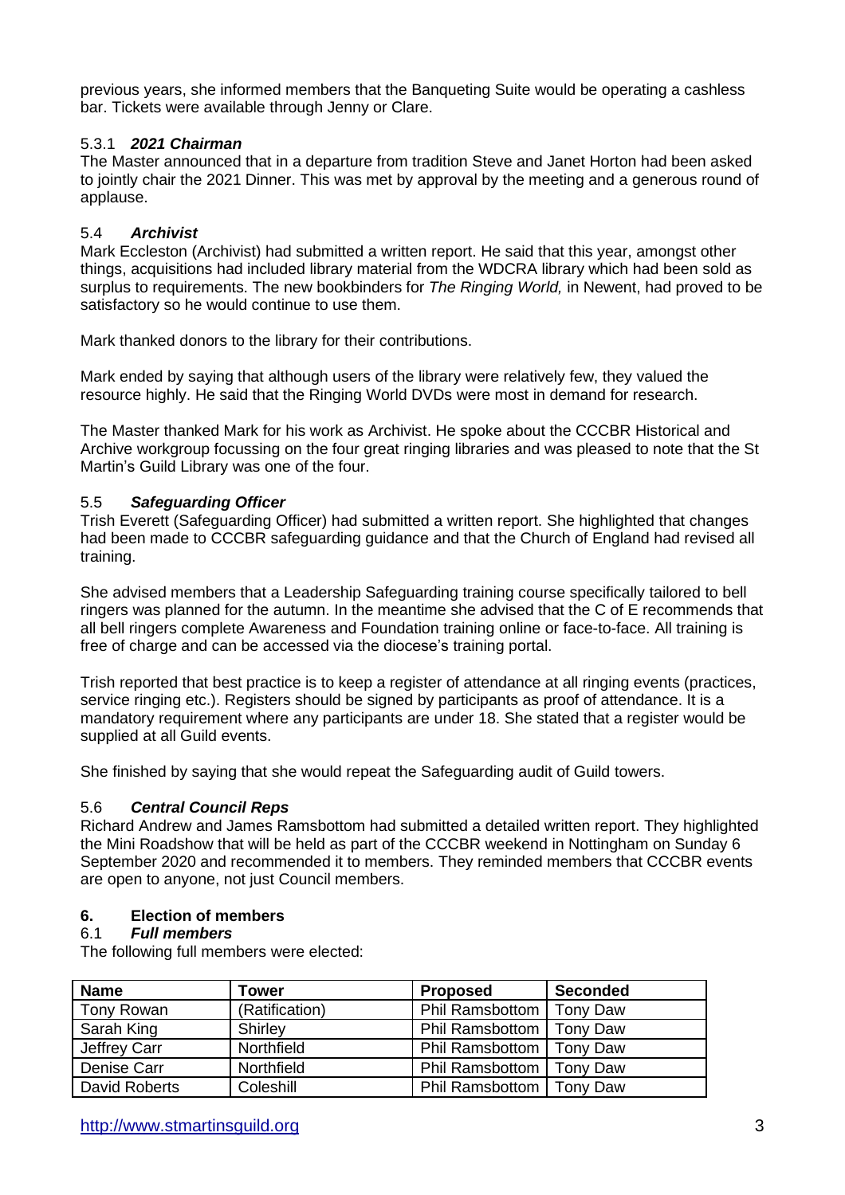previous years, she informed members that the Banqueting Suite would be operating a cashless bar. Tickets were available through Jenny or Clare.

#### 5.3.1 ***2021 Chairman***

The Master announced that in a departure from tradition Steve and Janet Horton had been asked to jointly chair the 2021 Dinner. This was met by approval by the meeting and a generous round of applause.

### 5.4 ***Archivist***

Mark Eccleston (Archivist) had submitted a written report. He said that this year, amongst other things, acquisitions had included library material from the WDCRA library which had been sold as surplus to requirements. The new bookbinders for *The Ringing World,* in Newent, had proved to be satisfactory so he would continue to use them.

Mark thanked donors to the library for their contributions.

Mark ended by saying that although users of the library were relatively few, they valued the resource highly. He said that the Ringing World DVDs were most in demand for research.

The Master thanked Mark for his work as Archivist. He spoke about the CCCBR Historical and Archive workgroup focussing on the four great ringing libraries and was pleased to note that the St Martin's Guild Library was one of the four.

### 5.5 ***Safeguarding Officer***

Trish Everett (Safeguarding Officer) had submitted a written report. She highlighted that changes had been made to CCCBR safeguarding guidance and that the Church of England had revised all training.

She advised members that a Leadership Safeguarding training course specifically tailored to bell ringers was planned for the autumn. In the meantime she advised that the C of E recommends that all bell ringers complete Awareness and Foundation training online or face-to-face. All training is free of charge and can be accessed via the diocese's training portal.

Trish reported that best practice is to keep a register of attendance at all ringing events (practices, service ringing etc.). Registers should be signed by participants as proof of attendance. It is a mandatory requirement where any participants are under 18. She stated that a register would be supplied at all Guild events.

She finished by saying that she would repeat the Safeguarding audit of Guild towers.

### 5.6 ***Central Council Reps***

Richard Andrew and James Ramsbottom had submitted a detailed written report. They highlighted the Mini Roadshow that will be held as part of the CCCBR weekend in Nottingham on Sunday 6 September 2020 and recommended it to members. They reminded members that CCCBR events are open to anyone, not just Council members.

## 6. Election of members

### 6.1 ***Full members***

The following full members were elected:

| Name | Tower | Proposed | Seconded |
|---|---|---|---|
| Tony Rowan | (Ratification) | Phil Ramsbottom | Tony Daw |
| Sarah King | Shirley | Phil Ramsbottom | Tony Daw |
| Jeffrey Carr | Northfield | Phil Ramsbottom | Tony Daw |
| Denise Carr | Northfield | Phil Ramsbottom | Tony Daw |
| David Roberts | Coleshill | Phil Ramsbottom | Tony Daw |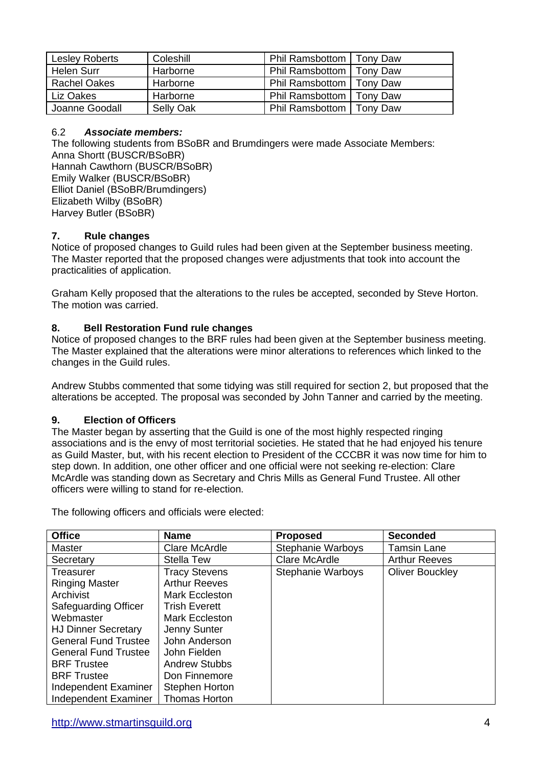| Lesley Roberts | Coleshill | Phil Ramsbottom | Tony Daw |
|---|---|---|---|
| Helen Surr | Harborne | Phil Ramsbottom | Tony Daw |
| Rachel Oakes | Harborne | Phil Ramsbottom | Tony Daw |
| Liz Oakes | Harborne | Phil Ramsbottom | Tony Daw |
| Joanne Goodall | Selly Oak | Phil Ramsbottom | Tony Daw |

6.2 ***Associate members:***

The following students from BSoBR and Brumdingers were made Associate Members:
Anna Shortt (BUSCR/BSoBR)
Hannah Cawthorn (BUSCR/BSoBR)
Emily Walker (BUSCR/BSoBR)
Elliot Daniel (BSoBR/Brumdingers)
Elizabeth Wilby (BSoBR)
Harvey Butler (BSoBR)

## 7. Rule changes

Notice of proposed changes to Guild rules had been given at the September business meeting. The Master reported that the proposed changes were adjustments that took into account the practicalities of application.

Graham Kelly proposed that the alterations to the rules be accepted, seconded by Steve Horton. The motion was carried.

## 8. Bell Restoration Fund rule changes

Notice of proposed changes to the BRF rules had been given at the September business meeting. The Master explained that the alterations were minor alterations to references which linked to the changes in the Guild rules.

Andrew Stubbs commented that some tidying was still required for section 2, but proposed that the alterations be accepted. The proposal was seconded by John Tanner and carried by the meeting.

## 9. Election of Officers

The Master began by asserting that the Guild is one of the most highly respected ringing associations and is the envy of most territorial societies. He stated that he had enjoyed his tenure as Guild Master, but, with his recent election to President of the CCCBR it was now time for him to step down. In addition, one other officer and one official were not seeking re-election: Clare McArdle was standing down as Secretary and Chris Mills as General Fund Trustee. All other officers were willing to stand for re-election.

The following officers and officials were elected:

| Office | Name | Proposed | Seconded |
|---|---|---|---|
| Master | Clare McArdle | Stephanie Warboys | Tamsin Lane |
| Secretary | Stella Tew | Clare McArdle | Arthur Reeves |
| Treasurer | Tracy Stevens | Stephanie Warboys | Oliver Bouckley |
| Ringing Master | Arthur Reeves | | |
| Archivist | Mark Eccleston | | |
| Safeguarding Officer | Trish Everett | | |
| Webmaster | Mark Eccleston | | |
| HJ Dinner Secretary | Jenny Sunter | | |
| General Fund Trustee | John Anderson | | |
| General Fund Trustee | John Fielden | | |
| BRF Trustee | Andrew Stubbs | | |
| BRF Trustee | Don Finnemore | | |
| Independent Examiner | Stephen Horton | | |
| Independent Examiner | Thomas Horton | | |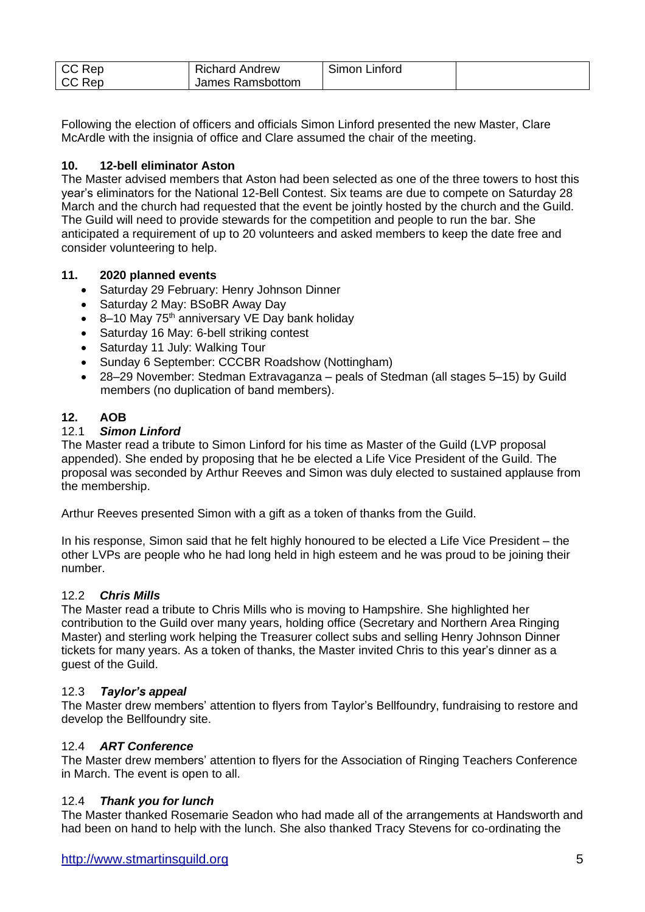| CC Rep | Richard Andrew | Simon Linford | |
|---|---|---|---|
| CC Rep | James Ramsbottom | | |

Following the election of officers and officials Simon Linford presented the new Master, Clare McArdle with the insignia of office and Clare assumed the chair of the meeting.

## 10. 12-bell eliminator Aston

The Master advised members that Aston had been selected as one of the three towers to host this year's eliminators for the National 12-Bell Contest. Six teams are due to compete on Saturday 28 March and the church had requested that the event be jointly hosted by the church and the Guild. The Guild will need to provide stewards for the competition and people to run the bar. She anticipated a requirement of up to 20 volunteers and asked members to keep the date free and consider volunteering to help.

## 11. 2020 planned events

- Saturday 29 February: Henry Johnson Dinner
- Saturday 2 May: BSoBR Away Day
- 8–10 May 75th anniversary VE Day bank holiday
- Saturday 16 May: 6-bell striking contest
- Saturday 11 July: Walking Tour
- Sunday 6 September: CCCBR Roadshow (Nottingham)
- 28–29 November: Stedman Extravaganza – peals of Stedman (all stages 5–15) by Guild members (no duplication of band members).

## 12. AOB

### 12.1 *Simon Linford*

The Master read a tribute to Simon Linford for his time as Master of the Guild (LVP proposal appended). She ended by proposing that he be elected a Life Vice President of the Guild. The proposal was seconded by Arthur Reeves and Simon was duly elected to sustained applause from the membership.

Arthur Reeves presented Simon with a gift as a token of thanks from the Guild.

In his response, Simon said that he felt highly honoured to be elected a Life Vice President – the other LVPs are people who he had long held in high esteem and he was proud to be joining their number.

### 12.2 *Chris Mills*

The Master read a tribute to Chris Mills who is moving to Hampshire. She highlighted her contribution to the Guild over many years, holding office (Secretary and Northern Area Ringing Master) and sterling work helping the Treasurer collect subs and selling Henry Johnson Dinner tickets for many years. As a token of thanks, the Master invited Chris to this year's dinner as a guest of the Guild.

### 12.3 *Taylor's appeal*

The Master drew members' attention to flyers from Taylor's Bellfoundry, fundraising to restore and develop the Bellfoundry site.

### 12.4 *ART Conference*

The Master drew members' attention to flyers for the Association of Ringing Teachers Conference in March. The event is open to all.

### 12.4 *Thank you for lunch*

The Master thanked Rosemarie Seadon who had made all of the arrangements at Handsworth and had been on hand to help with the lunch. She also thanked Tracy Stevens for co-ordinating the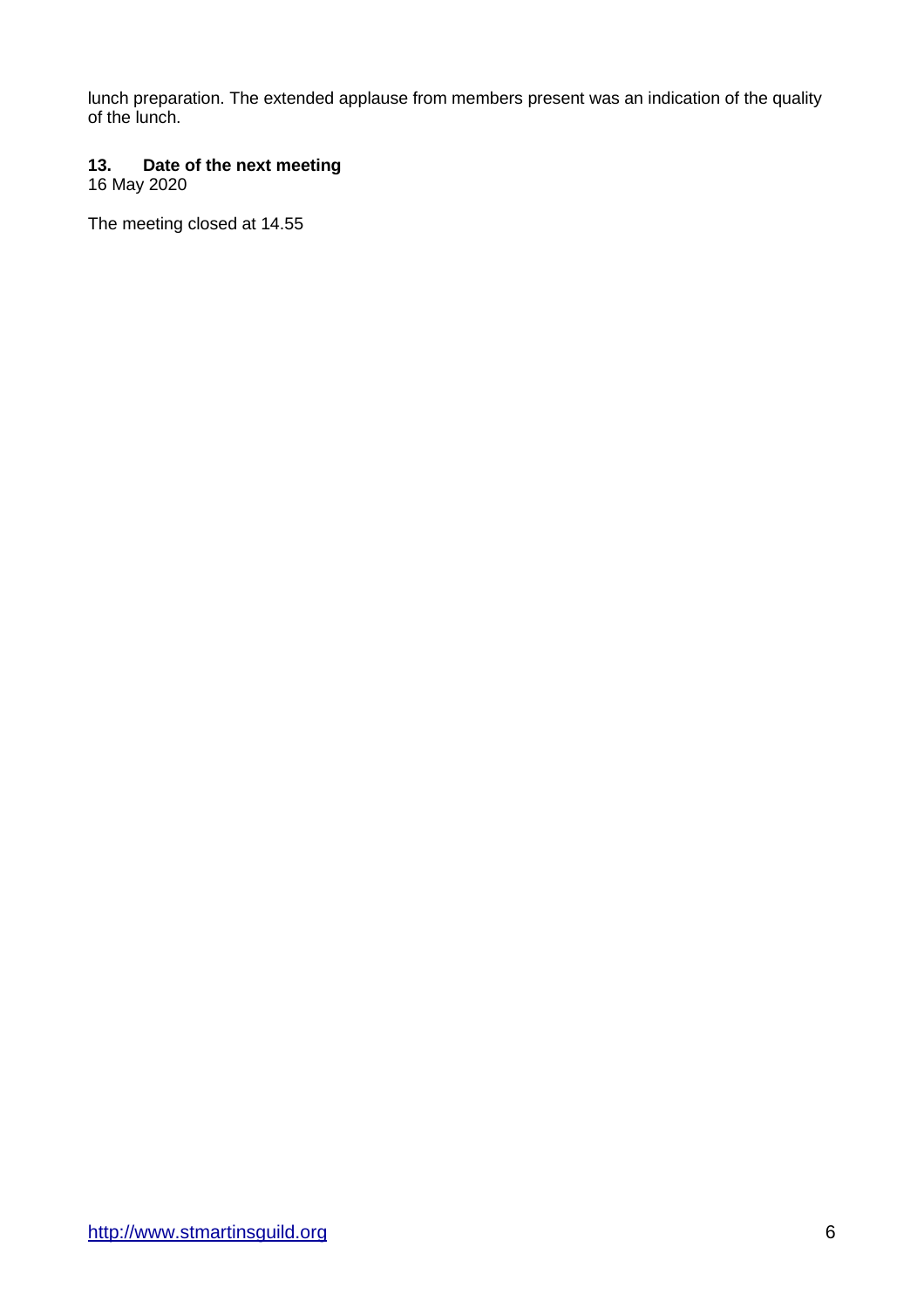lunch preparation. The extended applause from members present was an indication of the quality of the lunch.

**13. Date of the next meeting**

16 May 2020

The meeting closed at 14.55